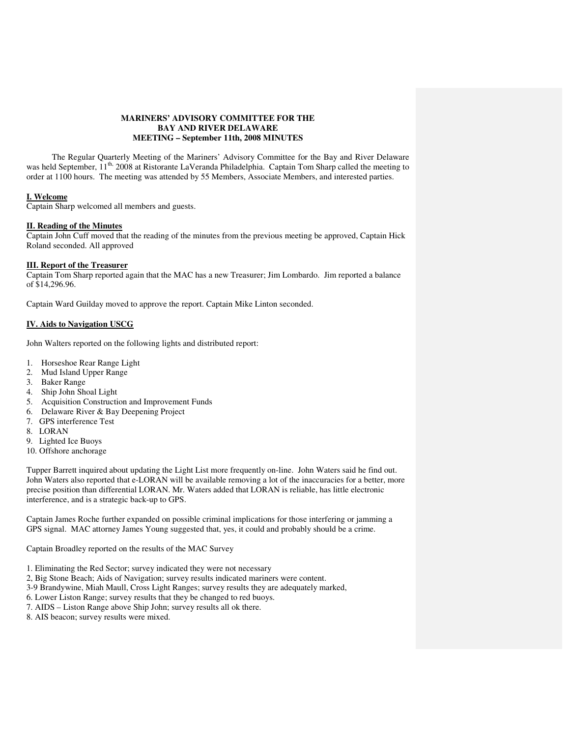**MARINERS' ADVISORY COMMITTEE FOR THE BAY AND RIVER DELAWARE**
**MEETING – September 11th, 2008 MINUTES**

The Regular Quarterly Meeting of the Mariners' Advisory Committee for the Bay and River Delaware was held September, 11th, 2008 at Ristorante LaVeranda Philadelphia. Captain Tom Sharp called the meeting to order at 1100 hours. The meeting was attended by 55 Members, Associate Members, and interested parties.

## I. Welcome

Captain Sharp welcomed all members and guests.

## II. Reading of the Minutes

Captain John Cuff moved that the reading of the minutes from the previous meeting be approved, Captain Hick Roland seconded. All approved

## III. Report of the Treasurer

Captain Tom Sharp reported again that the MAC has a new Treasurer; Jim Lombardo. Jim reported a balance of $14,296.96.

Captain Ward Guilday moved to approve the report. Captain Mike Linton seconded.

## IV. Aids to Navigation USCG

John Walters reported on the following lights and distributed report:

1. Horseshoe Rear Range Light
2. Mud Island Upper Range
3. Baker Range
4. Ship John Shoal Light
5. Acquisition Construction and Improvement Funds
6. Delaware River & Bay Deepening Project
7. GPS interference Test
8. LORAN
9. Lighted Ice Buoys
10. Offshore anchorage

Tupper Barrett inquired about updating the Light List more frequently on-line. John Waters said he find out. John Waters also reported that e-LORAN will be available removing a lot of the inaccuracies for a better, more precise position than differential LORAN. Mr. Waters added that LORAN is reliable, has little electronic interference, and is a strategic back-up to GPS.

Captain James Roche further expanded on possible criminal implications for those interfering or jamming a GPS signal. MAC attorney James Young suggested that, yes, it could and probably should be a crime.

Captain Broadley reported on the results of the MAC Survey

1. Eliminating the Red Sector; survey indicated they were not necessary
2, Big Stone Beach; Aids of Navigation; survey results indicated mariners were content.
3-9 Brandywine, Miah Maull, Cross Light Ranges; survey results they are adequately marked,
6. Lower Liston Range; survey results that they be changed to red buoys.
7. AIDS – Liston Range above Ship John; survey results all ok there.
8. AIS beacon; survey results were mixed.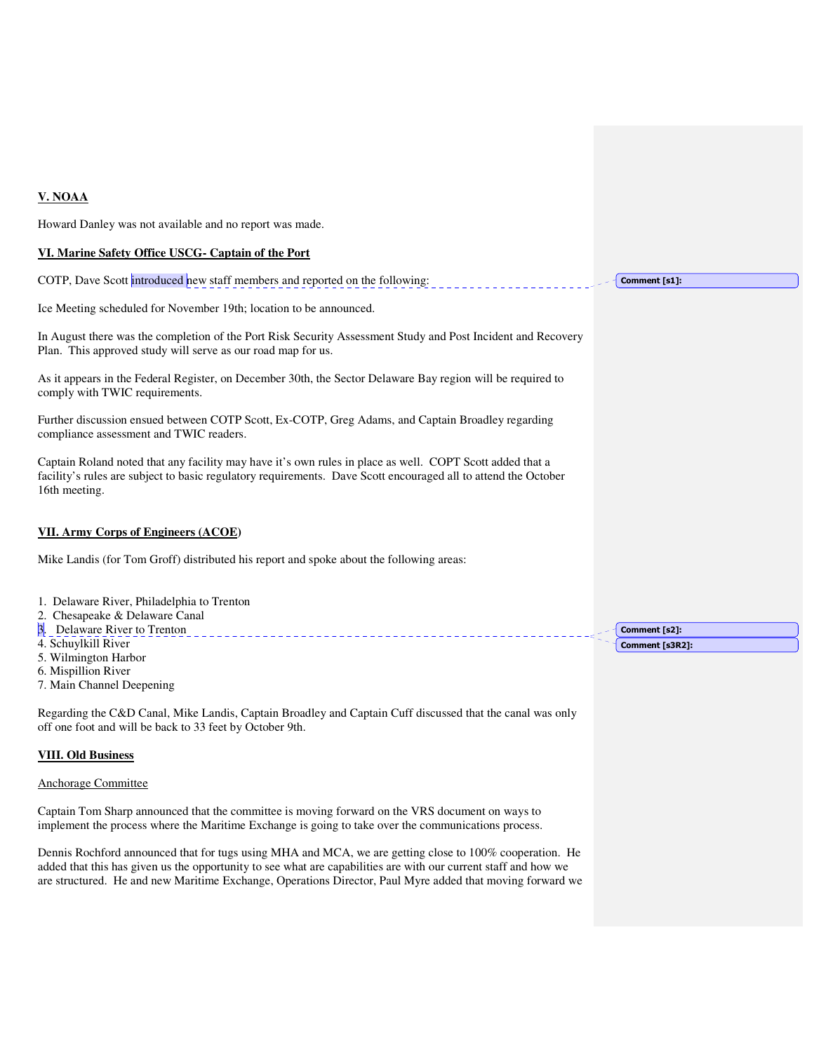**V. NOAA**

Howard Danley was not available and no report was made.

**VI. Marine Safety Office USCG- Captain of the Port**

COTP, Dave Scott introduced new staff members and reported on the following:

Comment [s1]:

Ice Meeting scheduled for November 19th; location to be announced.

In August there was the completion of the Port Risk Security Assessment Study and Post Incident and Recovery Plan. This approved study will serve as our road map for us.

As it appears in the Federal Register, on December 30th, the Sector Delaware Bay region will be required to comply with TWIC requirements.

Further discussion ensued between COTP Scott, Ex-COTP, Greg Adams, and Captain Broadley regarding compliance assessment and TWIC readers.

Captain Roland noted that any facility may have it's own rules in place as well. COPT Scott added that a facility's rules are subject to basic regulatory requirements. Dave Scott encouraged all to attend the October 16th meeting.

**VII. Army Corps of Engineers (ACOE)**

Mike Landis (for Tom Groff) distributed his report and spoke about the following areas:

1. Delaware River, Philadelphia to Trenton
2. Chesapeake & Delaware Canal
3. Delaware River to Trenton
4. Schuylkill River
5. Wilmington Harbor
6. Mispillion River
7. Main Channel Deepening

Comment [s2]:

Comment [s3R2]:

Regarding the C&D Canal, Mike Landis, Captain Broadley and Captain Cuff discussed that the canal was only off one foot and will be back to 33 feet by October 9th.

**VIII. Old Business**

Anchorage Committee

Captain Tom Sharp announced that the committee is moving forward on the VRS document on ways to implement the process where the Maritime Exchange is going to take over the communications process.

Dennis Rochford announced that for tugs using MHA and MCA, we are getting close to 100% cooperation. He added that this has given us the opportunity to see what are capabilities are with our current staff and how we are structured. He and new Maritime Exchange, Operations Director, Paul Myre added that moving forward we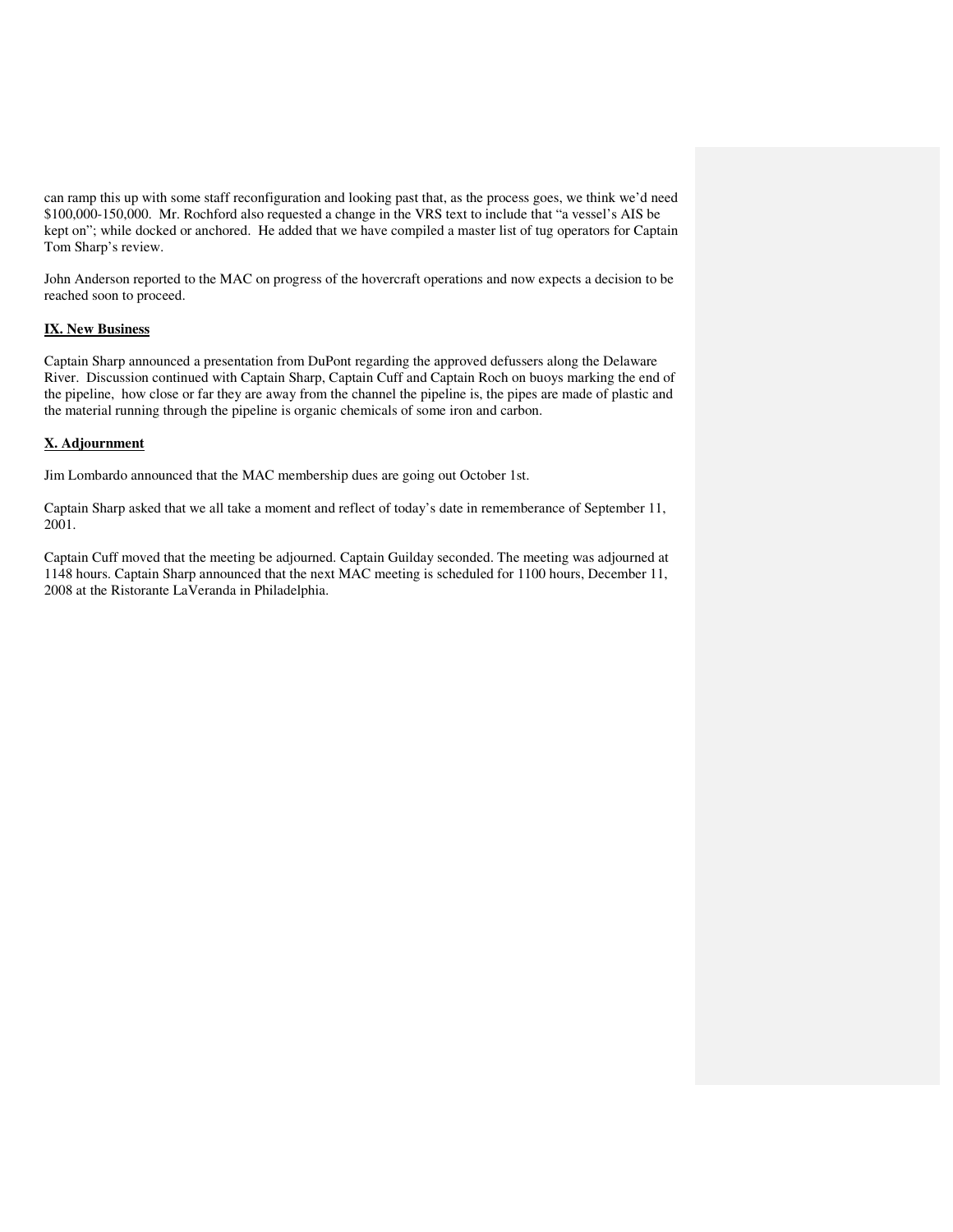can ramp this up with some staff reconfiguration and looking past that, as the process goes, we think we'd need $100,000-150,000. Mr. Rochford also requested a change in the VRS text to include that "a vessel's AIS be kept on"; while docked or anchored. He added that we have compiled a master list of tug operators for Captain Tom Sharp's review.

John Anderson reported to the MAC on progress of the hovercraft operations and now expects a decision to be reached soon to proceed.

**IX. New Business**

Captain Sharp announced a presentation from DuPont regarding the approved defussers along the Delaware River. Discussion continued with Captain Sharp, Captain Cuff and Captain Roch on buoys marking the end of the pipeline, how close or far they are away from the channel the pipeline is, the pipes are made of plastic and the material running through the pipeline is organic chemicals of some iron and carbon.

**X. Adjournment**

Jim Lombardo announced that the MAC membership dues are going out October 1st.

Captain Sharp asked that we all take a moment and reflect of today's date in rememberance of September 11, 2001.

Captain Cuff moved that the meeting be adjourned. Captain Guilday seconded. The meeting was adjourned at 1148 hours. Captain Sharp announced that the next MAC meeting is scheduled for 1100 hours, December 11, 2008 at the Ristorante LaVeranda in Philadelphia.